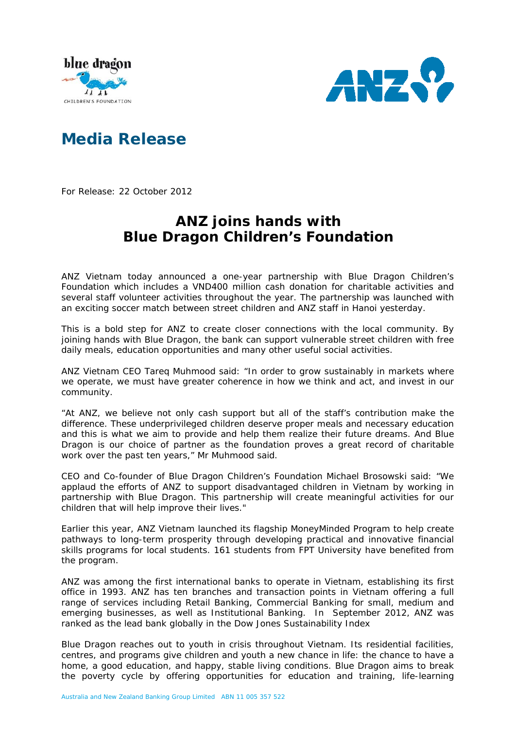# Media Release

For Release: 22 October 2012

## ANZ joins hands with Blue Dragon Children's Foundation

ANZ Vietnam today announced a one-year partnership with Blue Dragon Children's Foundation which includes a VND400 million cash donation for charitable activities and several staff volunteer activities throughout the year. The partnership was launched with an exciting soccer match between street children and ANZ staff in Hanoi yesterday.

This is a bold step for ANZ to create closer connections with the local community. By joining hands with Blue Dragon, the bank can support vulnerable street children with free daily meals, education opportunities and many other useful social activities.

ANZ Vietnam CEO Tareq Muhmood said: "In order to grow sustainably in markets where we operate, we must have greater coherence in how we think and act, and invest in our community.

"At ANZ, we believe not only cash support but all of the staff's contribution make the difference. These underprivileged children deserve proper meals and necessary education and this is what we aim to provide and help them realize their future dreams. And Blue Dragon is our choice of partner as the foundation proves a great record of charitable work over the past ten years," Mr Muhmood said.

CEO and Co-founder of Blue Dragon Children's Foundation Michael Brosowski said: "We applaud the efforts of ANZ to support disadvantaged children in Vietnam by working in partnership with Blue Dragon. This partnership will create meaningful activities for our children that will help improve their lives."

Earlier this year, ANZ Vietnam launched its flagship MoneyMinded Program to help create pathways to long-term prosperity through developing practical and innovative financial skills programs for local students. 161 students from FPT University have benefited from the program.

ANZ was among the first international banks to operate in Vietnam, establishing its first office in 1993. ANZ has ten branches and transaction points in Vietnam offering a full range of services including Retail Banking, Commercial Banking for small, medium and emerging businesses, as well as Institutional Banking. In September 2012, ANZ was ranked as the lead bank globally in the Dow Jones Sustainability Index

Blue Dragon reaches out to youth in crisis throughout Vietnam. Its residential facilities, centres, and programs give children and youth a new chance in life: the chance to have a home, a good education, and happy, stable living conditions. Blue Dragon aims to break the poverty cycle by offering opportunities for education and training, life-learning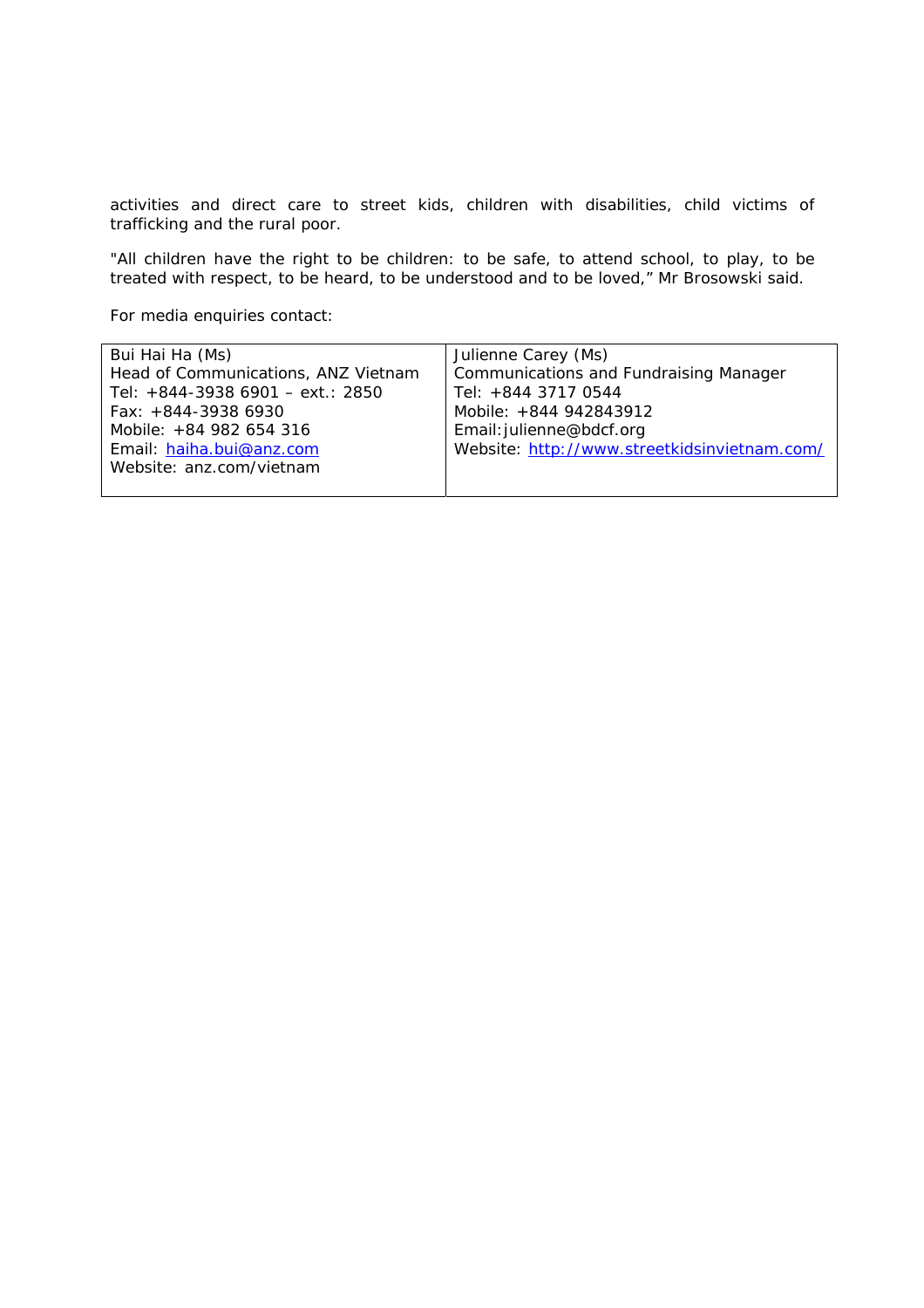activities and direct care to street kids, children with disabilities, child victims of trafficking and the rural poor.

"All children have the right to be children: to be safe, to attend school, to play, to be treated with respect, to be heard, to be understood and to be loved," Mr Brosowski said.

For media enquiries contact:

| | |
|---|---|
| Bui Hai Ha (Ms)<br>Head of Communications, ANZ Vietnam<br>Tel: +844-3938 6901 – ext.: 2850<br>Fax: +844-3938 6930<br>Mobile: +84 982 654 316<br>Email: haiha.bui@anz.com<br>Website: anz.com/vietnam | Julienne Carey (Ms)<br>Communications and Fundraising Manager<br>Tel: +844 3717 0544<br>Mobile: +844 942843912<br>Email:julienne@bdcf.org<br>Website: http://www.streetkidsinvietnam.com/ |